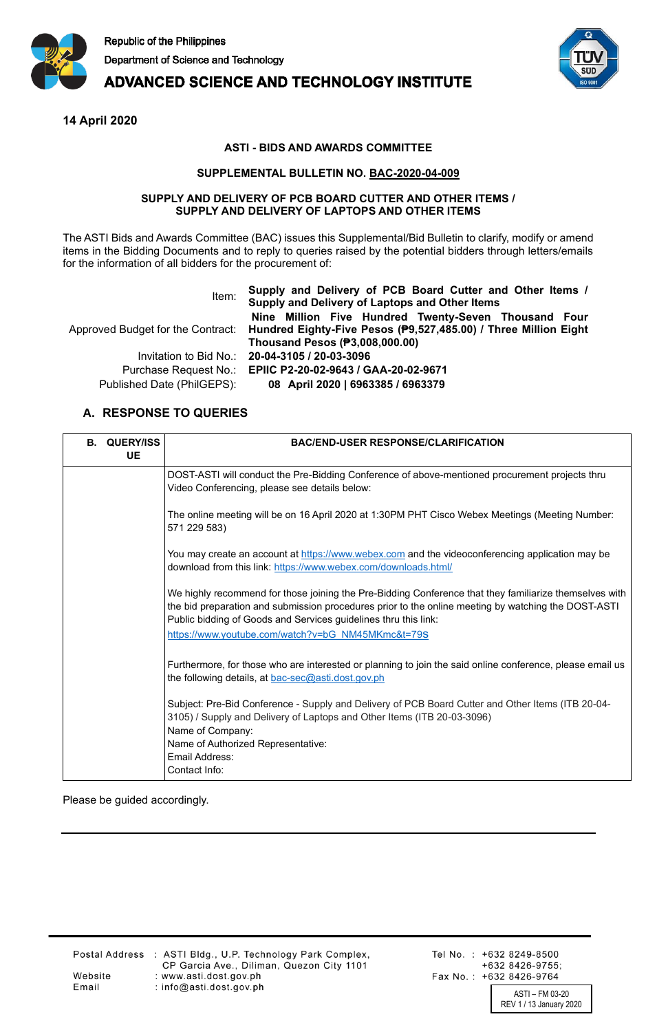Republic of the Philippines
Department of Science and Technology
**ADVANCED SCIENCE AND TECHNOLOGY INSTITUTE**

**14 April 2020**

**ASTI - BIDS AND AWARDS COMMITTEE**

**SUPPLEMENTAL BULLETIN NO. BAC-2020-04-009**

**SUPPLY AND DELIVERY OF PCB BOARD CUTTER AND OTHER ITEMS / SUPPLY AND DELIVERY OF LAPTOPS AND OTHER ITEMS**

The ASTI Bids and Awards Committee (BAC) issues this Supplemental/Bid Bulletin to clarify, modify or amend items in the Bidding Documents and to reply to queries raised by the potential bidders through letters/emails for the information of all bidders for the procurement of:

| | |
|---|---|
| Item: | **Supply and Delivery of PCB Board Cutter and Other Items / Supply and Delivery of Laptops and Other Items** |
| Approved Budget for the Contract: | **Nine Million Five Hundred Twenty-Seven Thousand Four Hundred Eighty-Five Pesos (₱9,527,485.00) / Three Million Eight Thousand Pesos (₱3,008,000.00)** |
| Invitation to Bid No.: | **20-04-3105 / 20-03-3096** |
| Purchase Request No.: | **EPIIC P2-20-02-9643 / GAA-20-02-9671** |
| Published Date (PhilGEPS): | **08 April 2020 \| 6963385 / 6963379** |

## A. RESPONSE TO QUERIES

| B. QUERY/ISSUE | BAC/END-USER RESPONSE/CLARIFICATION |
|---|---|
| | DOST-ASTI will conduct the Pre-Bidding Conference of above-mentioned procurement projects thru Video Conferencing, please see details below:<br><br>The online meeting will be on 16 April 2020 at 1:30PM PHT Cisco Webex Meetings (Meeting Number: 571 229 583)<br><br>You may create an account at https://www.webex.com and the videoconferencing application may be download from this link: https://www.webex.com/downloads.html/<br><br>We highly recommend for those joining the Pre-Bidding Conference that they familiarize themselves with the bid preparation and submission procedures prior to the online meeting by watching the DOST-ASTI Public bidding of Goods and Services guidelines thru this link:<br>https://www.youtube.com/watch?v=bG_NM45MKmc&t=79s<br><br>Furthermore, for those who are interested or planning to join the said online conference, please email us the following details, at bac-sec@asti.dost.gov.ph<br><br>Subject: Pre-Bid Conference - Supply and Delivery of PCB Board Cutter and Other Items (ITB 20-04-3105) / Supply and Delivery of Laptops and Other Items (ITB 20-03-3096)<br>Name of Company:<br>Name of Authorized Representative:<br>Email Address:<br>Contact Info: |

Please be guided accordingly.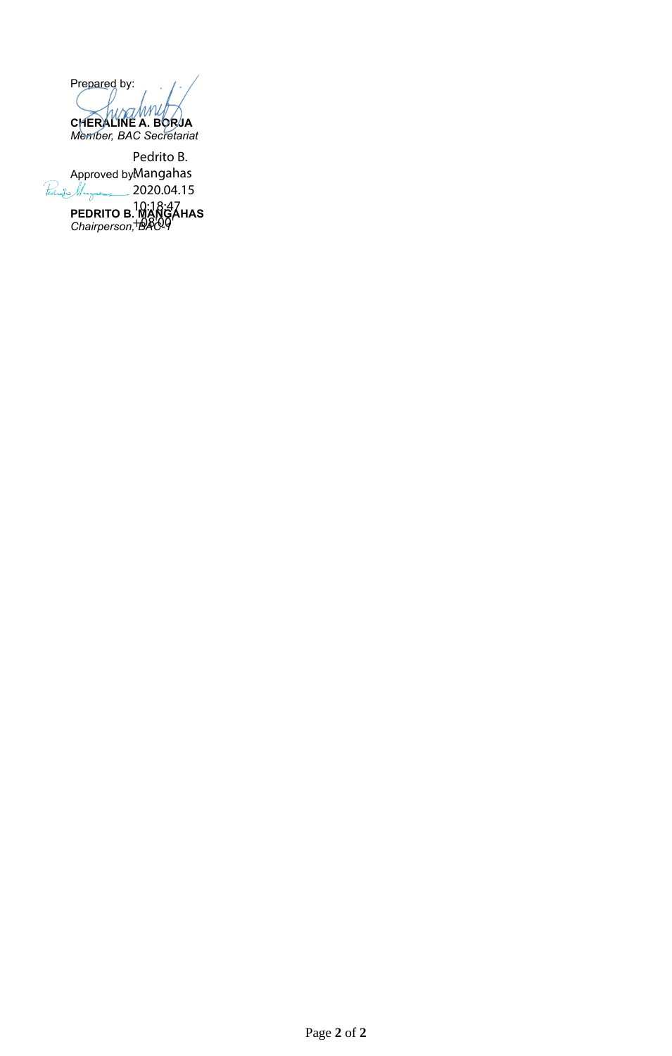Prepared by:

**CHERALINE A. BORJA**
*Member, BAC Secretariat*

Approved by:

Pedrito B. Mangahas
2020.04.15
10:18:47
+08'00'

**PEDRITO B. MANGAHAS**
*Chairperson, BAC-1*